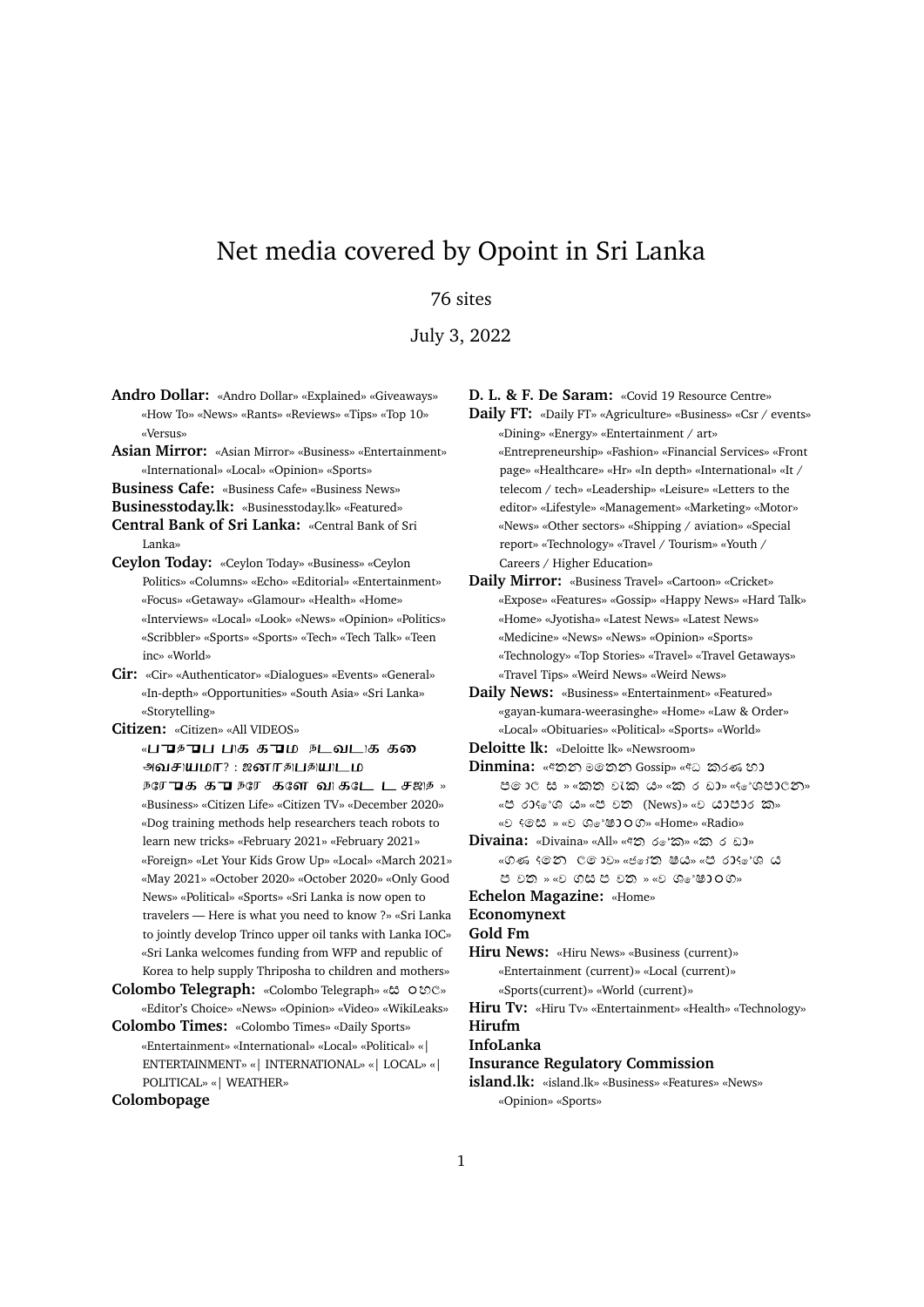# Net media covered by Opoint in Sri Lanka

76 sites

July 3, 2022

**Andro Dollar:** «Andro Dollar» «Explained» «Giveaways» «How To» «News» «Rants» «Reviews» «Tips» «Top 10» «Versus»

**Asian Mirror:** «Asian Mirror» «Business» «Entertainment» «International» «Local» «Opinion» «Sports»

**Business Cafe:** «Business Cafe» «Business News»

**Businesstoday.lk:** «Businesstoday.lk» «Featured»

**Central Bank of Sri Lanka:** «Central Bank of Sri Lanka»

**Ceylon Today:** «Ceylon Today» «Business» «Ceylon Politics» «Columns» «Echo» «Editorial» «Entertainment» «Focus» «Getaway» «Glamour» «Health» «Home» «Interviews» «Local» «Look» «News» «Opinion» «Politics» «Scribbler» «Sports» «Sports» «Tech» «Tech Talk» «Teen inc» «World»

**Cir:** «Cir» «Authenticator» «Dialogues» «Events» «General» «In-depth» «Opportunities» «South Asia» «Sri Lanka» «Storytelling»

**Citizen:** «Citizen» «All VIDEOS» «பாதிப்பு பாக காம நடவடிக கை அவசியமா? : ஜனாதிபதியிடம நரேந்திக காநரே களை வாக்கேட்டு டசஜித் » «Business» «Citizen Life» «Citizen TV» «December 2020» «Dog training methods help researchers teach robots to learn new tricks» «February 2021» «February 2021» «Foreign» «Let Your Kids Grow Up» «Local» «March 2021» «May 2021» «October 2020» «October 2020» «Only Good News» «Political» «Sports» «Sri Lanka is now open to travelers — Here is what you need to know ?» «Sri Lanka to jointly develop Trinco upper oil tanks with Lanka IOC» «Sri Lanka welcomes funding from WFP and republic of Korea to help supply Thriposha to children and mothers»

**Colombo Telegraph:** «Colombo Telegraph» «ස ංහල» «Editor's Choice» «News» «Opinion» «Video» «WikiLeaks»

**Colombo Times:** «Colombo Times» «Daily Sports» «Entertainment» «International» «Local» «Political» «| ENTERTAINMENT» «| INTERNATIONAL» «| LOCAL» «| POLITICAL» «| WEATHER»

**Colombopage**

**D. L. & F. De Saram:** «Covid 19 Resource Centre»

**Daily FT:** «Daily FT» «Agriculture» «Business» «Csr / events» «Dining» «Energy» «Entertainment / art» «Entrepreneurship» «Fashion» «Financial Services» «Front page» «Healthcare» «Hr» «In depth» «International» «It / telecom / tech» «Leadership» «Leisure» «Letters to the editor» «Lifestyle» «Management» «Marketing» «Motor» «News» «Other sectors» «Shipping / aviation» «Special report» «Technology» «Travel / Tourism» «Youth / Careers / Higher Education»

**Daily Mirror:** «Business Travel» «Cartoon» «Cricket» «Expose» «Features» «Gossip» «Happy News» «Hard Talk» «Home» «Jyotisha» «Latest News» «Latest News» «Medicine» «News» «News» «Opinion» «Sports» «Technology» «Top Stories» «Travel» «Travel Getaways» «Travel Tips» «Weird News» «Weird News»

**Daily News:** «Business» «Entertainment» «Featured» «gayan-kumara-weerasinghe» «Home» «Law & Order» «Local» «Obituaries» «Political» «Sports» «World»

**Deloitte lk:** «Deloitte lk» «Newsroom»

**Dinmina:** «අතන මෙතන Gossip» «අධ කරණ හා පොල ස » «කත වක ය» «ක ර ඩා» «ශෝපාලන» «ප රාදේශ ය» «ප වත (News)» «ව යාපාර ක» «ව දෙස » «ව ශේෂාංග» «Home» «Radio»

**Divaina:** «Divaina» «All» «අත රෙ'ක» «ක ර ඩා» «ගණ දෙන ලොව» «ජ්‍යෝත ෂය» «ප රාදේශ ය ප වත » «ව ගස ප වත » «ව ශේෂාංග»

**Echelon Magazine:** «Home»

**Economynext**

**Gold Fm**

**Hiru News:** «Hiru News» «Business (current)» «Entertainment (current)» «Local (current)» «Sports(current)» «World (current)»

**Hiru Tv:** «Hiru Tv» «Entertainment» «Health» «Technology»

**Hirufm**

**InfoLanka**

**Insurance Regulatory Commission**

**island.lk:** «island.lk» «Business» «Features» «News» «Opinion» «Sports»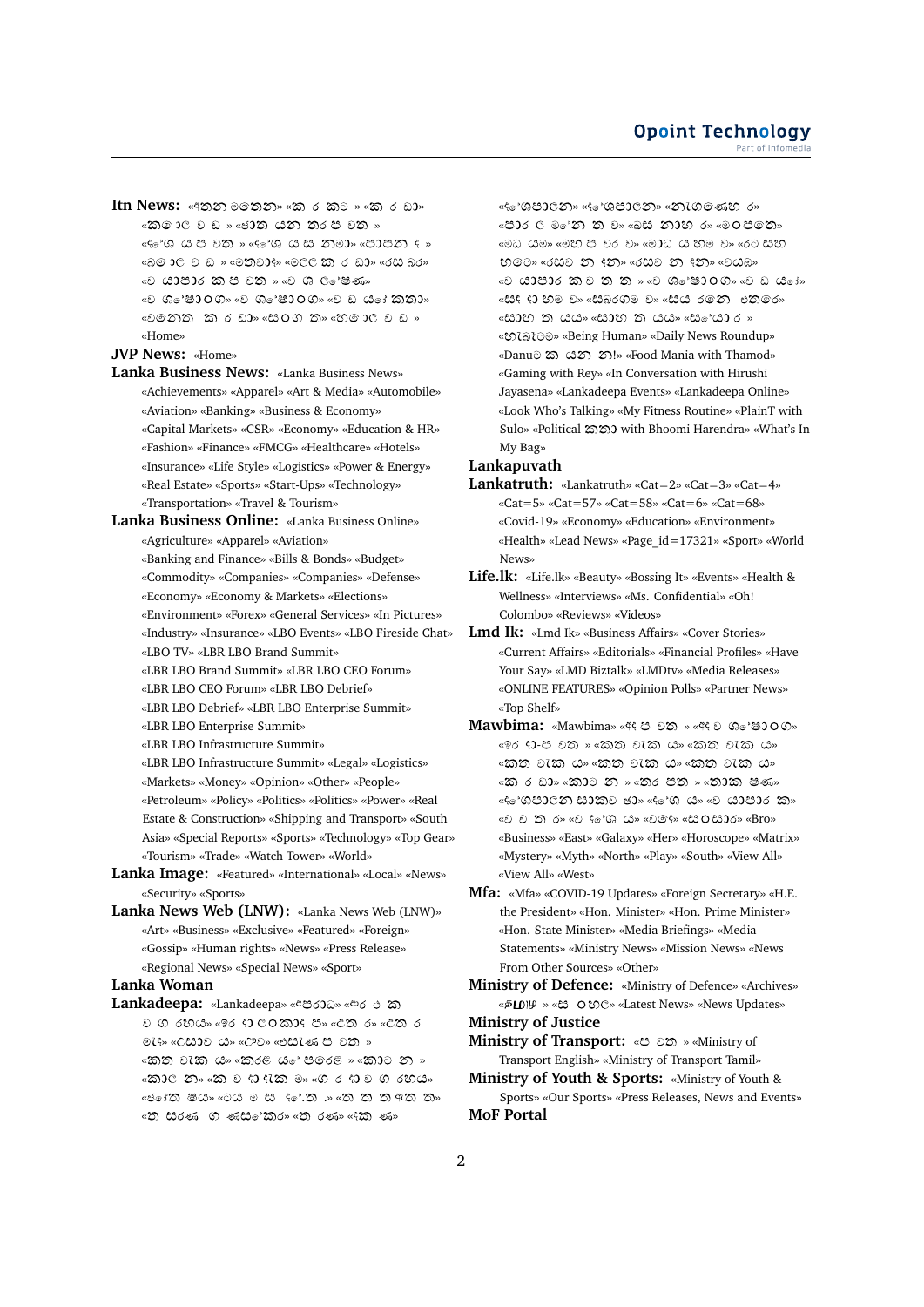**Itn News:** «ඇතුත මතෙතා» «ක ර කව » «ක ර ඩා» «කම ාල ව ඩ » «ජාත යන තර ප වත » «දේශ ය ප වත » «දේශ ය ස නමා» «පාපන ද » «බම ාල ව ඩ » «මතවාද» «මලේ ක ර ඩා» «රස බර» «ව යාපාර ක ප වත » «ව ශ ලේෂණ» «ව ශේෂාංග» «ව ශේෂාංග» «ව ඩ යෝ කතා» «වෙනත ක ර ඩා» «සංග ත» «හම ාල ව ඩ » «Home»

**JVP News:** «Home»

**Lanka Business News:** «Lanka Business News» «Achievements» «Apparel» «Art & Media» «Automobile» «Aviation» «Banking» «Business & Economy» «Capital Markets» «CSR» «Economy» «Education & HR» «Fashion» «Finance» «FMCG» «Healthcare» «Hotels» «Insurance» «Life Style» «Logistics» «Power & Energy» «Real Estate» «Sports» «Start-Ups» «Technology» «Transportation» «Travel & Tourism»

**Lanka Business Online:** «Lanka Business Online» «Agriculture» «Apparel» «Aviation» «Banking and Finance» «Bills & Bonds» «Budget» «Commodity» «Companies» «Companies» «Defense» «Economy» «Economy & Markets» «Elections» «Environment» «Forex» «General Services» «In Pictures» «Industry» «Insurance» «LBO Events» «LBO Fireside Chat» «LBO TV» «LBR LBO Brand Summit» «LBR LBO Brand Summit» «LBR LBO CEO Forum» «LBR LBO CEO Forum» «LBR LBO Debrief» «LBR LBO Debrief» «LBR LBO Enterprise Summit» «LBR LBO Enterprise Summit» «LBR LBO Infrastructure Summit» «LBR LBO Infrastructure Summit» «Legal» «Logistics» «Markets» «Money» «Opinion» «Other» «People» «Petroleum» «Policy» «Politics» «Politics» «Power» «Real Estate & Construction» «Shipping and Transport» «South Asia» «Special Reports» «Sports» «Technology» «Top Gear» «Tourism» «Trade» «Watch Tower» «World»

**Lanka Image:** «Featured» «International» «Local» «News» «Security» «Sports»

**Lanka News Web (LNW):** «Lanka News Web (LNW)» «Art» «Business» «Exclusive» «Featured» «Foreign» «Gossip» «Human rights» «News» «Press Release» «Regional News» «Special News» «Sport»

**Lanka Woman**

**Lankadeepa:** «Lankadeepa» «අපරාධ» «අර ථ ක ව ශ රහස» «ඉර දා ලංකාද ප» «උත ර» «උත ර මැද» «උසාව ය» «ඊව» «එසැණ ප වත » «කත වැක ය» «කරළ යේ පවරළ » «කාට න » «කාල න» «ක ව දා දැක ම» «ග ර දා ව ග රහය» «ජෝත ෂය» «ටය ම ස දේ.ත .» «ත ත ඇත ත» «ත සරණ ග ණසිංකර» «ත රණ» «දක ණ» «දේශපාලන» «දේශපාලන» «නැගෙණහ ර» «පාර ල මේන ත ව» «බස නාහ ර» «මංපෙත» «මධ යම» «මහ ප වර ව» «මාධ ය හම ව» «රට සහ හමට» «රසව න දන» «රසව න දන» «වයඹ» «ව යාපාර ක ව ත ත » «ව ශේෂාංග» «ව ඩ යෝ» «සද දා හම ව» «සබරගම ව» «සය රතෙ එතුරෙ» «සාහ ත යය» «සාහ ත යය» «සිංයා ර » «හිඩැසිටම» «Being Human» «Daily News Roundup» «Danuට ක යන න!» «Food Mania with Thamod» «Gaming with Rey» «In Conversation with Hirushi Jayasena» «Lankadeepa Events» «Lankadeepa Online» «Look Who's Talking» «My Fitness Routine» «PlainT with Sulo» «Political කතා with Bhoomi Harendra» «What's In My Bag»

**Lankapuvath**

**Lankatruth:** «Lankatruth» «Cat=2» «Cat=3» «Cat=4» «Cat=5» «Cat=57» «Cat=58» «Cat=6» «Cat=68» «Covid-19» «Economy» «Education» «Environment» «Health» «Lead News» «Page_id=17321» «Sport» «World News»

**Life.lk:** «Life.lk» «Beauty» «Bossing It» «Events» «Health & Wellness» «Interviews» «Ms. Confidential» «Oh! Colombo» «Reviews» «Videos»

**Lmd Ik:** «Lmd Ik» «Business Affairs» «Cover Stories» «Current Affairs» «Editorials» «Financial Profiles» «Have Your Say» «LMD Biztalk» «LMDtv» «Media Releases» «ONLINE FEATURES» «Opinion Polls» «Partner News» «Top Shelf»

**Mawbima:** «Mawbima» «අද ප වත » «අද ව ශේෂාංග» «ඉර දා-ප වත » «කත වැක ය» «කත වැක ය» «කත වැක ය» «කත වැක ය» «ක ර ඩා» «කාට න » «තර පත » «තාක ෂණ» «දේශපාලන සාකච ඡා» «දේශ ය» «ව යාපාර ක» «ව ව ත ර» «ව දේශ ය» «වමද» «සංසාර» «Bro» «Business» «East» «Galaxy» «Her» «Horoscope» «Matrix» «Mystery» «Myth» «North» «Play» «South» «View All» «View All» «West»

**Mfa:** «Mfa» «COVID-19 Updates» «Foreign Secretary» «H.E. the President» «Hon. Minister» «Hon. Prime Minister» «Hon. State Minister» «Media Briefings» «Media Statements» «Ministry News» «Mission News» «News From Other Sources» «Other»

**Ministry of Defence:** «Ministry of Defence» «Archives» «தமிழ் » «ස ංහල» «Latest News» «News Updates»

**Ministry of Justice**

**Ministry of Transport:** «ප වත » «Ministry of Transport English» «Ministry of Transport Tamil»

**Ministry of Youth & Sports:** «Ministry of Youth & Sports» «Our Sports» «Press Releases, News and Events»

**MoF Portal**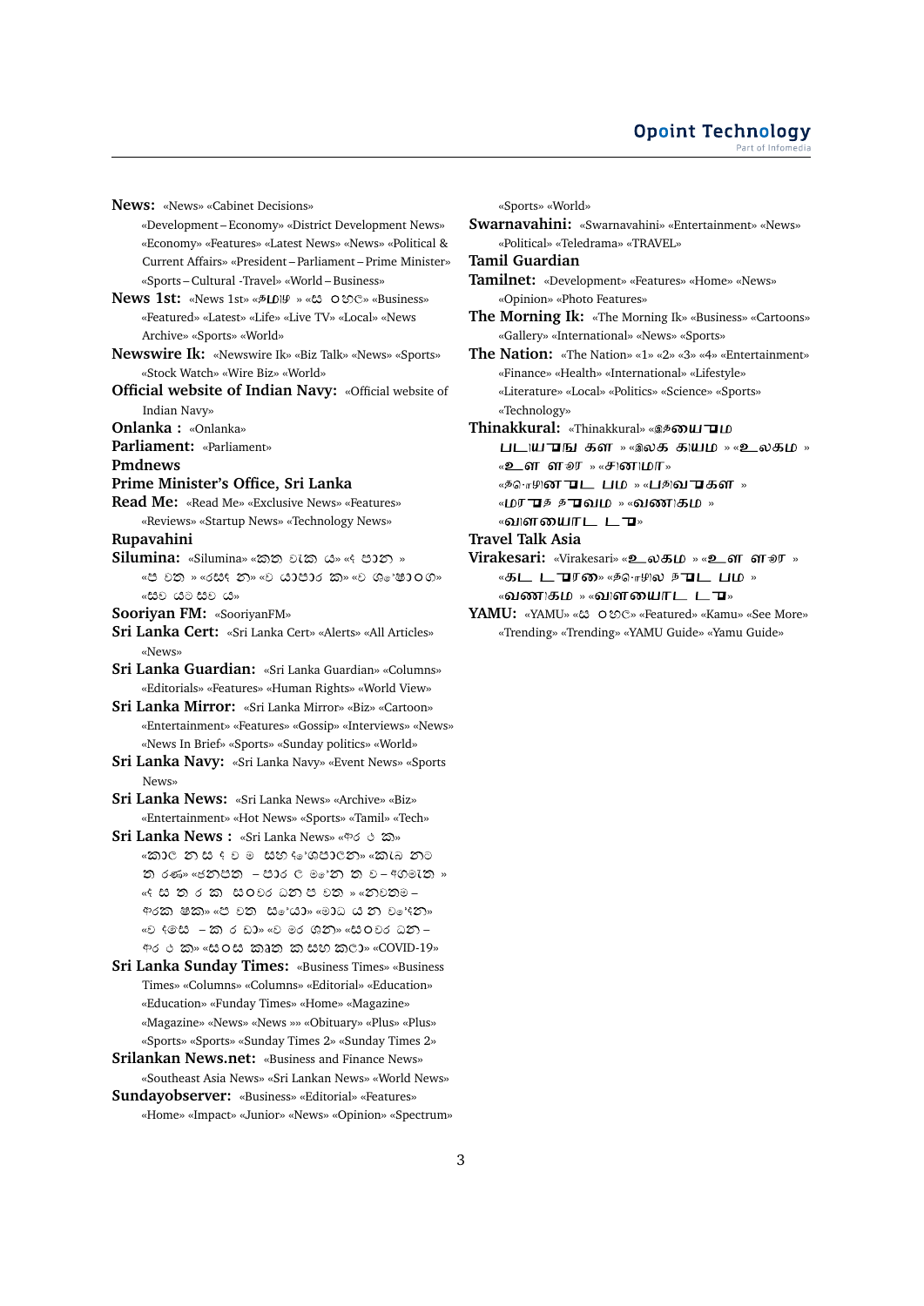**News:** «News» «Cabinet Decisions» «Development – Economy» «District Development News» «Economy» «Features» «Latest News» «News» «Political & Current Affairs» «President – Parliament – Prime Minister» «Sports – Cultural -Travel» «World – Business»

**News 1st:** «News 1st» «தமிழ் » «ස ෙහල» «Business» «Featured» «Latest» «Life» «Live TV» «Local» «News Archive» «Sports» «World»

**Newswire lk:** «Newswire lk» «Biz Talk» «News» «Sports» «Stock Watch» «Wire Biz» «World»

**Official website of Indian Navy:** «Official website of Indian Navy»

**Onlanka :** «Onlanka»

**Parliament:** «Parliament»

**Pmdnews**

**Prime Minister's Office, Sri Lanka**

**Read Me:** «Read Me» «Exclusive News» «Features» «Reviews» «Startup News» «Technology News»

**Rupavahini**

**Silumina:** «Silumina» «කත වැක යා» «් පාන » «ප වත » «රසද් න» «ව යාපාර කා» «ව ශේෂාංග» «සව යට සව යා»

**Sooriyan FM:** «SooriyanFM»

**Sri Lanka Cert:** «Sri Lanka Cert» «Alerts» «All Articles» «News»

**Sri Lanka Guardian:** «Sri Lanka Guardian» «Columns» «Editorials» «Features» «Human Rights» «World View»

**Sri Lanka Mirror:** «Sri Lanka Mirror» «Biz» «Cartoon» «Entertainment» «Features» «Gossip» «Interviews» «News» «News In Brief» «Sports» «Sunday politics» «World»

**Sri Lanka Navy:** «Sri Lanka Navy» «Event News» «Sports News»

**Sri Lanka News:** «Sri Lanka News» «Archive» «Biz» «Entertainment» «Hot News» «Sports» «Tamil» «Tech»

**Sri Lanka News :** «Sri Lanka News» «ආර ථ කා» «කාල න ස ද ව ම සහ දේශපාලන» «කැබ නට ත රණ» «ජනපත – පාර ල මේන ත ව – අගමැත » «ද ස ත ර ක සංවර ධන ප වත » «නවතම – අරක ෂක» «ප වත සේයා» «මාධ ය න වේදන» «ව ද්‍යෙ – ක ර ඩා» «ව මර ශන» «සංවර ධන – ආර ථ කා» «සංස කෘත ක සහ කලා» «COVID-19»

**Sri Lanka Sunday Times:** «Business Times» «Business Times» «Columns» «Columns» «Editorial» «Education» «Education» «Funday Times» «Home» «Magazine» «Magazine» «News» «News »» «Obituary» «Plus» «Plus» «Sports» «Sports» «Sunday Times 2» «Sunday Times 2»

**Srilankan News.net:** «Business and Finance News» «Southeast Asia News» «Sri Lankan News» «World News»

**Sundayobserver:** «Business» «Editorial» «Features» «Home» «Impact» «Junior» «News» «Opinion» «Spectrum» «Sports» «World»

**Swarnavahini:** «Swarnavahini» «Entertainment» «News» «Political» «Teledrama» «TRAVEL»

**Tamil Guardian**

**Tamilnet:** «Development» «Features» «Home» «News» «Opinion» «Photo Features»

**The Morning lk:** «The Morning lk» «Business» «Cartoons» «Gallery» «International» «News» «Sports»

**The Nation:** «The Nation» «1» «2» «3» «4» «Entertainment» «Finance» «Health» «International» «Lifestyle» «Literature» «Local» «Politics» «Science» «Sports» «Technology»

**Thinakkural:** «Thinakkural» «இதையும் படியுங்கள் » «இலக்கியம் » «உலகம் » «உள்ளூர் » «சினிமா» «தொழினுட்பம் » «பத்திகள் » «மாத்தவம் » «வணிகம் » «விளையாட்டு»

**Travel Talk Asia**

**Virakesari:** «Virakesari» «உலகம் » «உள்ளூர் » «கட்டுரை» «தொழில்நுட்பம் » «வணிகம் » «விளையாட்டு»

**YAMU:** «YAMU» «ස ෙහල» «Featured» «Kamu» «See More» «Trending» «Trending» «YAMU Guide» «Yamu Guide»